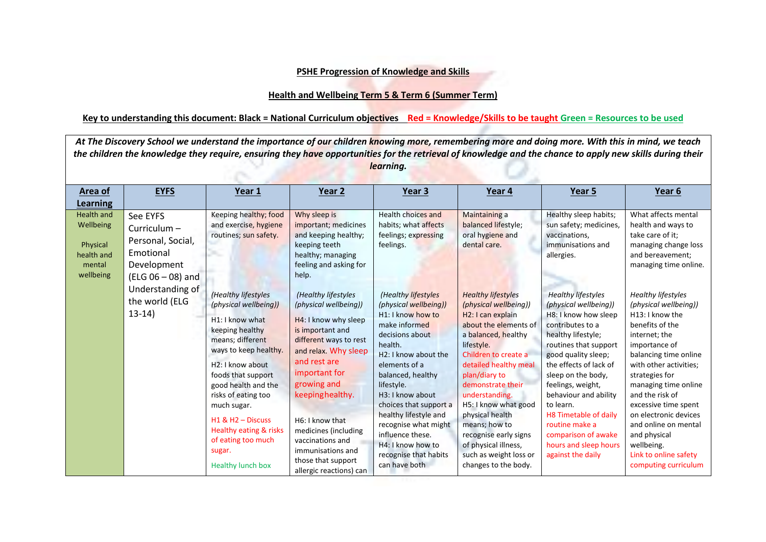**PSHE Progression of Knowledge and Skills**

**Health and Wellbeing Term 5 & Term 6 (Summer Term)**

**Key to understanding this document: Black = National Curriculum objectives Red = Knowledge/Skills to be taught Green = Resources to be used**

***At The Discovery School we understand the importance of our children knowing more, remembering more and doing more. With this in mind, we teach the children the knowledge they require, ensuring they have opportunities for the retrieval of knowledge and the chance to apply new skills during their learning.***

| **Area of Learning** | **EYFS** | **Year 1** | **Year 2** | **Year 3** | **Year 4** | **Year 5** | **Year 6** |
|---|---|---|---|---|---|---|---|
| Health and Wellbeing<br><br>Physical health and mental wellbeing | See EYFS Curriculum – Personal, Social, Emotional Development (ELG 06 – 08) and Understanding of the world (ELG 13-14) | Keeping healthy; food and exercise, hygiene routines; sun safety.<br><br>*(Healthy lifestyles (physical wellbeing))*<br>H1: I know what keeping healthy means; different ways to keep healthy.<br>H2: I know about foods that support good health and the risks of eating too much sugar.<br>H1 & H2 – Discuss Healthy eating & risks of eating too much sugar.<br>Healthy lunch box | Why sleep is important; medicines and keeping healthy; keeping teeth healthy; managing feeling and asking for help.<br><br>*(Healthy lifestyles (physical wellbeing))*<br>H4: I know why sleep is important and different ways to rest and relax. Why sleep and rest are important for growing and keepinghealthy.<br>H6: I know that medicines (including vaccinations and immunisations and those that support allergic reactions) can | Health choices and habits; what affects feelings; expressing feelings.<br><br>*(Healthy lifestyles (physical wellbeing))*<br>H1: I know how to make informed decisions about health.<br>H2: I know about the elements of a balanced, healthy lifestyle.<br>H3: I know about choices that support a healthy lifestyle and recognise what might influence these.<br>H4: I know how to recognise that habits can have both | Maintaining a balanced lifestyle; oral hygiene and dental care.<br><br>*Healthy lifestyles (physical wellbeing))*<br>H2: I can explain about the elements of a balanced, healthy lifestyle.<br>Children to create a detailed healthy meal plan/diary to demonstrate their understanding.<br>H5: I know what good physical health means; how to recognise early signs of physical illness, such as weight loss or changes to the body. | Healthy sleep habits; sun safety; medicines, vaccinations, immunisations and allergies.<br><br>*Healthy lifestyles (physical wellbeing))*<br>H8: I know how sleep contributes to a healthy lifestyle; routines that support good quality sleep; the effects of lack of sleep on the body, feelings, weight, behaviour and ability to learn.<br>H8 Timetable of daily routine make a comparison of awake hours and sleep hours against the daily | What affects mental health and ways to take care of it; managing change loss and bereavement; managing time online.<br><br>*Healthy lifestyles (physical wellbeing))*<br>H13: I know the benefits of the internet; the importance of balancing time online with other activities; strategies for managing time online and the risk of excessive time spent on electronic devices and online on mental and physical wellbeing.<br>Link to online safety computing curriculum |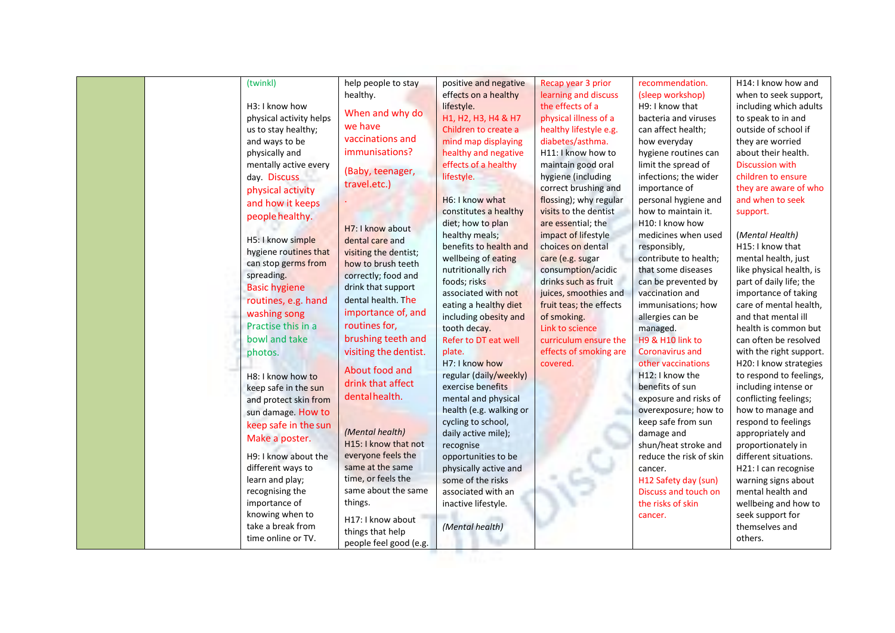| | | | | | | | |
|---|---|---|---|---|---|---|---|
| | | (twinkl)<br><br>H3: I know how physical activity helps us to stay healthy; and ways to be physically and mentally active every day. Discuss physical activity and how it keeps people healthy.<br><br>H5: I know simple hygiene routines that can stop germs from spreading.<br>Basic hygiene routines, e.g. hand washing song<br>Practise this in a bowl and take photos.<br><br>H8: I know how to keep safe in the sun and protect skin from sun damage. How to keep safe in the sun Make a poster.<br><br>H9: I know about the different ways to learn and play; recognising the importance of knowing when to take a break from time online or TV. | help people to stay healthy.<br><br>When and why do we have vaccinations and immunisations?<br><br>(Baby, teenager, travel.etc.)<br><br>.<br><br>H7: I know about dental care and visiting the dentist; how to brush teeth correctly; food and drink that support dental health. The importance of, and routines for, brushing teeth and visiting the dentist.<br><br>About food and drink that affect dental health.<br><br>*(Mental health)*<br>H15: I know that not everyone feels the same at the same time, or feels the same about the same things.<br><br>H17: I know about things that help people feel good (e.g. | positive and negative effects on a healthy lifestyle.<br>H1, H2, H3, H4 & H7 Children to create a mind map displaying healthy and negative effects of a healthy lifestyle.<br><br>H6: I know what constitutes a healthy diet; how to plan healthy meals; benefits to health and wellbeing of eating nutritionally rich foods; risks associated with not eating a healthy diet including obesity and tooth decay.<br>Refer to DT eat well plate.<br>H7: I know how regular (daily/weekly) exercise benefits mental and physical health (e.g. walking or cycling to school, daily active mile); recognise opportunities to be physically active and some of the risks associated with an inactive lifestyle.<br><br>*(Mental health)* | Recap year 3 prior learning and discuss the effects of a physical illness of a healthy lifestyle e.g. diabetes/asthma.<br>H11: I know how to maintain good oral hygiene (including correct brushing and flossing); why regular visits to the dentist are essential; the impact of lifestyle choices on dental care (e.g. sugar consumption/acidic drinks such as fruit juices, smoothies and fruit teas; the effects of smoking.<br>Link to science curriculum ensure the effects of smoking are covered. | recommendation. (sleep workshop)<br>H9: I know that bacteria and viruses can affect health; how everyday hygiene routines can limit the spread of infections; the wider importance of personal hygiene and how to maintain it.<br>H10: I know how medicines when used responsibly, contribute to health; that some diseases can be prevented by vaccination and immunisations; how allergies can be managed.<br>H9 & H10 link to Coronavirus and other vaccinations<br>H12: I know the benefits of sun exposure and risks of overexposure; how to keep safe from sun damage and shun/heat stroke and reduce the risk of skin cancer.<br>H12 Safety day (sun) Discuss and touch on the risks of skin cancer. | H14: I know how and when to seek support, including which adults to speak to in and outside of school if they are worried about their health. Discussion with children to ensure they are aware of who and when to seek support.<br><br>*(Mental Health)*<br>H15: I know that mental health, just like physical health, is part of daily life; the importance of taking care of mental health, and that mental ill health is common but can often be resolved with the right support.<br>H20: I know strategies to respond to feelings, including intense or conflicting feelings; how to manage and respond to feelings appropriately and proportionately in different situations.<br>H21: I can recognise warning signs about mental health and wellbeing and how to seek support for themselves and others. |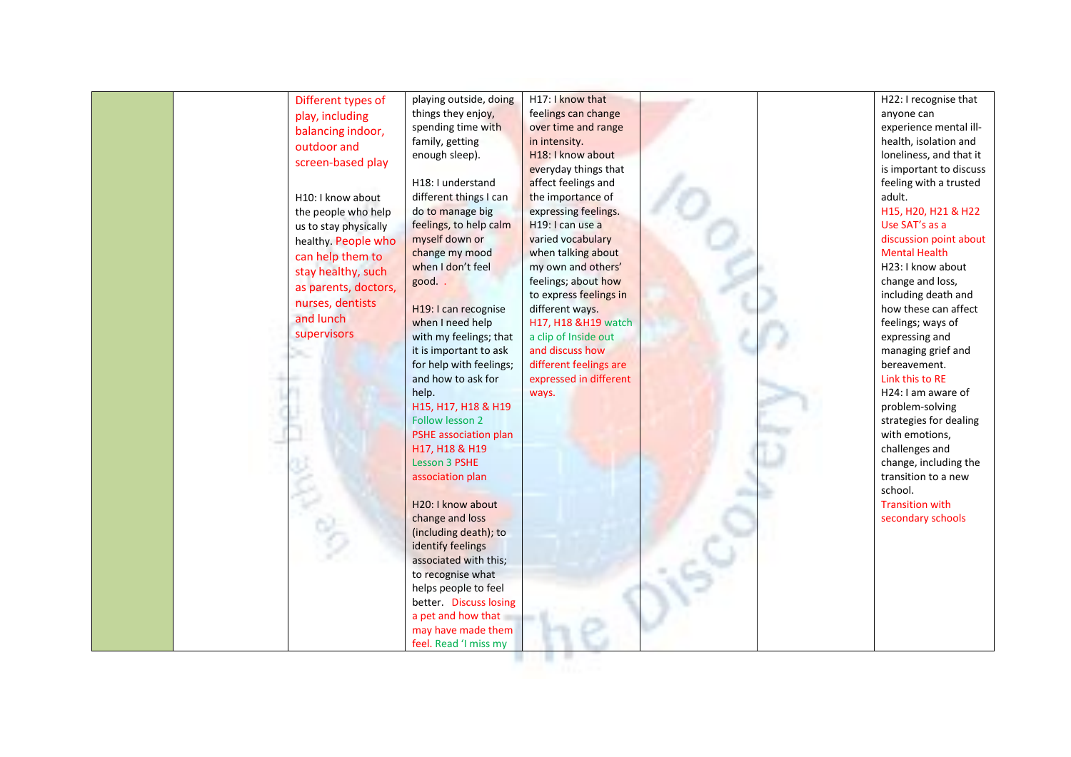|  |  |  |  |  |  |  |  |
|---|---|---|---|---|---|---|---|
|  |  | Different types of play, including balancing indoor, outdoor and screen-based play<br><br>H10: I know about the people who help us to stay physically healthy. People who can help them to stay healthy, such as parents, doctors, nurses, dentists and lunch supervisors | playing outside, doing things they enjoy, spending time with family, getting enough sleep).<br><br>H18: I understand different things I can do to manage big feelings, to help calm myself down or change my mood when I don't feel good. .<br><br>H19: I can recognise when I need help with my feelings; that it is important to ask for help with feelings; and how to ask for help.<br>H15, H17, H18 & H19 Follow lesson 2 PSHE association plan<br>H17, H18 & H19 Lesson 3 PSHE association plan<br><br>H20: I know about change and loss (including death); to identify feelings associated with this; to recognise what helps people to feel better. Discuss losing a pet and how that may have made them feel. Read 'I miss my | H17: I know that feelings can change over time and range in intensity.<br>H18: I know about everyday things that affect feelings and the importance of expressing feelings.<br>H19: I can use a varied vocabulary when talking about my own and others' feelings; about how to express feelings in different ways.<br>H17, H18 &H19 watch a clip of Inside out and discuss how different feelings are expressed in different ways. |  |  | H22: I recognise that anyone can experience mental ill-health, isolation and loneliness, and that it is important to discuss feeling with a trusted adult.<br>H15, H20, H21 & H22 Use SAT's as a discussion point about Mental Health<br>H23: I know about change and loss, including death and how these can affect feelings; ways of expressing and managing grief and bereavement.<br>Link this to RE<br>H24: I am aware of problem-solving strategies for dealing with emotions, challenges and change, including the transition to a new school.<br>Transition with secondary schools |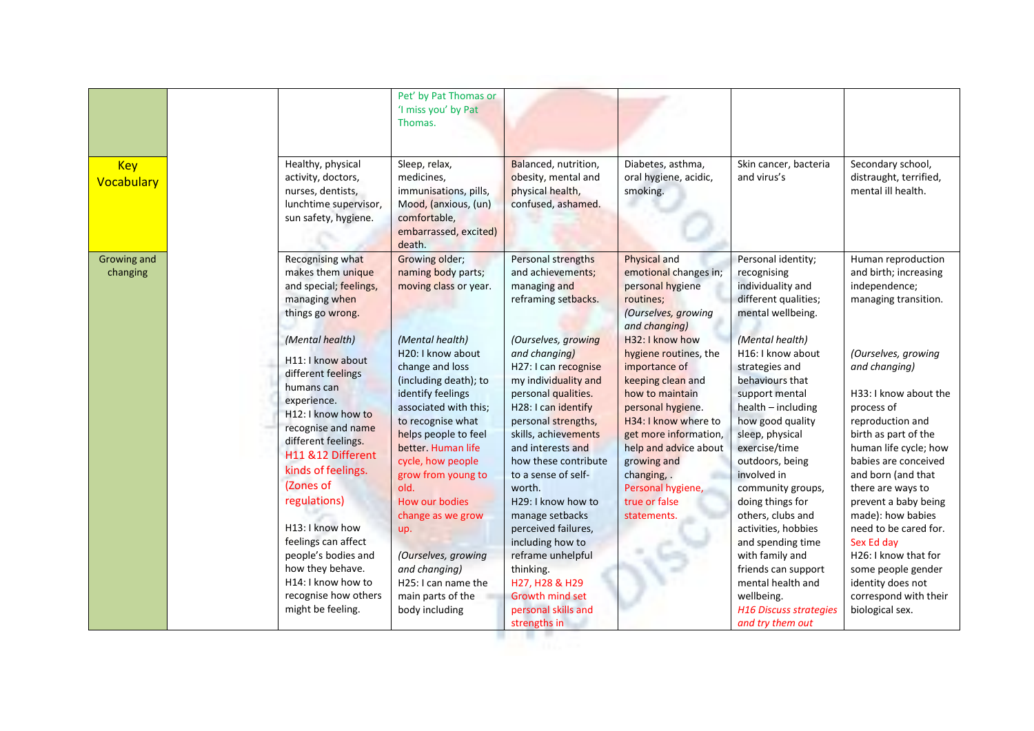| | | | | | | | |
|---|---|---|---|---|---|---|---|
| | | | Pet' by Pat Thomas or 'I miss you' by Pat Thomas. | | | | |
| Key Vocabulary | | Healthy, physical activity, doctors, nurses, dentists, lunchtime supervisor, sun safety, hygiene. | Sleep, relax, medicines, immunisations, pills, Mood, (anxious, (un) comfortable, embarrassed, excited) death. | Balanced, nutrition, obesity, mental and physical health, confused, ashamed. | Diabetes, asthma, oral hygiene, acidic, smoking. | Skin cancer, bacteria and virus's | Secondary school, distraught, terrified, mental ill health. |
| Growing and changing | | Recognising what makes them unique and special; feelings, managing when things go wrong.<br><br>*(Mental health)*<br>H11: I know about different feelings humans can experience.<br>H12: I know how to recognise and name different feelings.<br>H11 &12 Different kinds of feelings. (Zones of regulations)<br><br>H13: I know how feelings can affect people's bodies and how they behave.<br>H14: I know how to recognise how others might be feeling. | Growing older; naming body parts; moving class or year.<br><br>*(Mental health)*<br>H20: I know about change and loss (including death); to identify feelings associated with this; to recognise what helps people to feel better. Human life cycle, how people grow from young to old.<br>How our bodies change as we grow up.<br><br>*(Ourselves, growing and changing)*<br>H25: I can name the main parts of the body including | Personal strengths and achievements; managing and reframing setbacks.<br><br>*(Ourselves, growing and changing)*<br>H27: I can recognise my individuality and personal qualities.<br>H28: I can identify personal strengths, skills, achievements and interests and how these contribute to a sense of self-worth.<br>H29: I know how to manage setbacks perceived failures, including how to reframe unhelpful thinking.<br>H27, H28 & H29 Growth mind set personal skills and strengths in | Physical and emotional changes in; personal hygiene routines;<br>*(Ourselves, growing and changing)*<br>H32: I know how hygiene routines, the importance of keeping clean and how to maintain personal hygiene.<br>H34: I know where to get more information, help and advice about growing and changing, .<br>Personal hygiene, true or false statements. | Personal identity; recognising individuality and different qualities; mental wellbeing.<br><br>*(Mental health)*<br>H16: I know about strategies and behaviours that support mental health – including how good quality sleep, physical exercise/time outdoors, being involved in community groups, doing things for others, clubs and activities, hobbies and spending time with family and friends can support mental health and wellbeing.<br>*H16 Discuss strategies and try them out* | Human reproduction and birth; increasing independence; managing transition.<br><br>*(Ourselves, growing and changing)*<br><br>H33: I know about the process of reproduction and birth as part of the human life cycle; how babies are conceived and born (and that there are ways to prevent a baby being made): how babies need to be cared for.<br>Sex Ed day<br>H26: I know that for some people gender identity does not correspond with their biological sex. |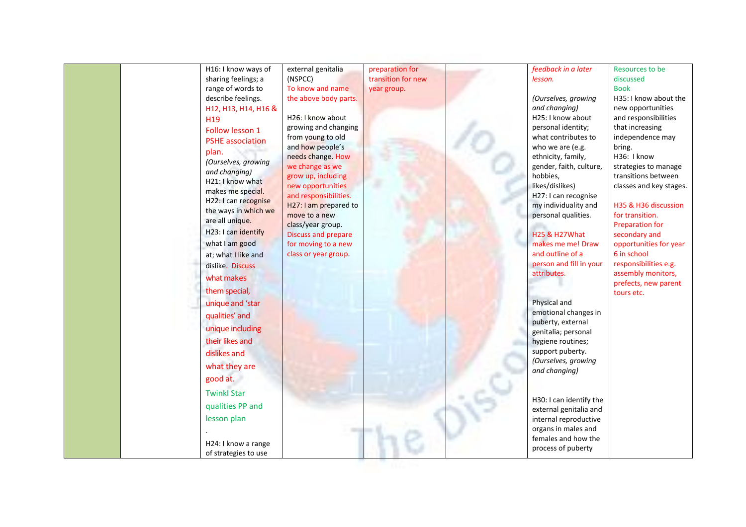|  |  |  |  |  |  |  |  |
|---|---|---|---|---|---|---|---|
|  |  | H16: I know ways of sharing feelings; a range of words to describe feelings.<br>H12, H13, H14, H16 & H19<br>Follow lesson 1 PSHE association plan.<br>*(Ourselves, growing and changing)*<br>H21: I know what makes me special.<br>H22: I can recognise the ways in which we are all unique.<br>H23: I can identify what I am good at; what I like and dislike. Discuss what makes them special, unique and 'star qualities' and unique including their likes and dislikes and what they are good at.<br>Twinkl Star qualities PP and lesson plan<br>.<br>H24: I know a range of strategies to use | external genitalia (NSPCC)<br>To know and name the above body parts.<br><br>H26: I know about growing and changing from young to old and how people's needs change. How we change as we grow up, including new opportunities and responsibilities.<br>H27: I am prepared to move to a new class/year group.<br>Discuss and prepare for moving to a new class or year group. | preparation for transition for new year group. |  | *feedback in a later lesson.*<br><br>*(Ourselves, growing and changing)*<br>H25: I know about personal identity; what contributes to who we are (e.g. ethnicity, family, gender, faith, culture, hobbies, likes/dislikes)<br>H27: I can recognise my individuality and personal qualities.<br><br>H25 & H27What makes me me! Draw and outline of a person and fill in your attributes.<br><br>Physical and emotional changes in puberty, external genitalia; personal hygiene routines; support puberty.<br>*(Ourselves, growing and changing)*<br><br>H30: I can identify the external genitalia and internal reproductive organs in males and females and how the process of puberty | Resources to be discussed<br>Book<br>H35: I know about the new opportunities and responsibilities that increasing independence may bring.<br>H36: I know strategies to manage transitions between classes and key stages.<br><br>H35 & H36 discussion for transition. Preparation for secondary and opportunities for year 6 in school responsibilities e.g. assembly monitors, prefects, new parent tours etc. |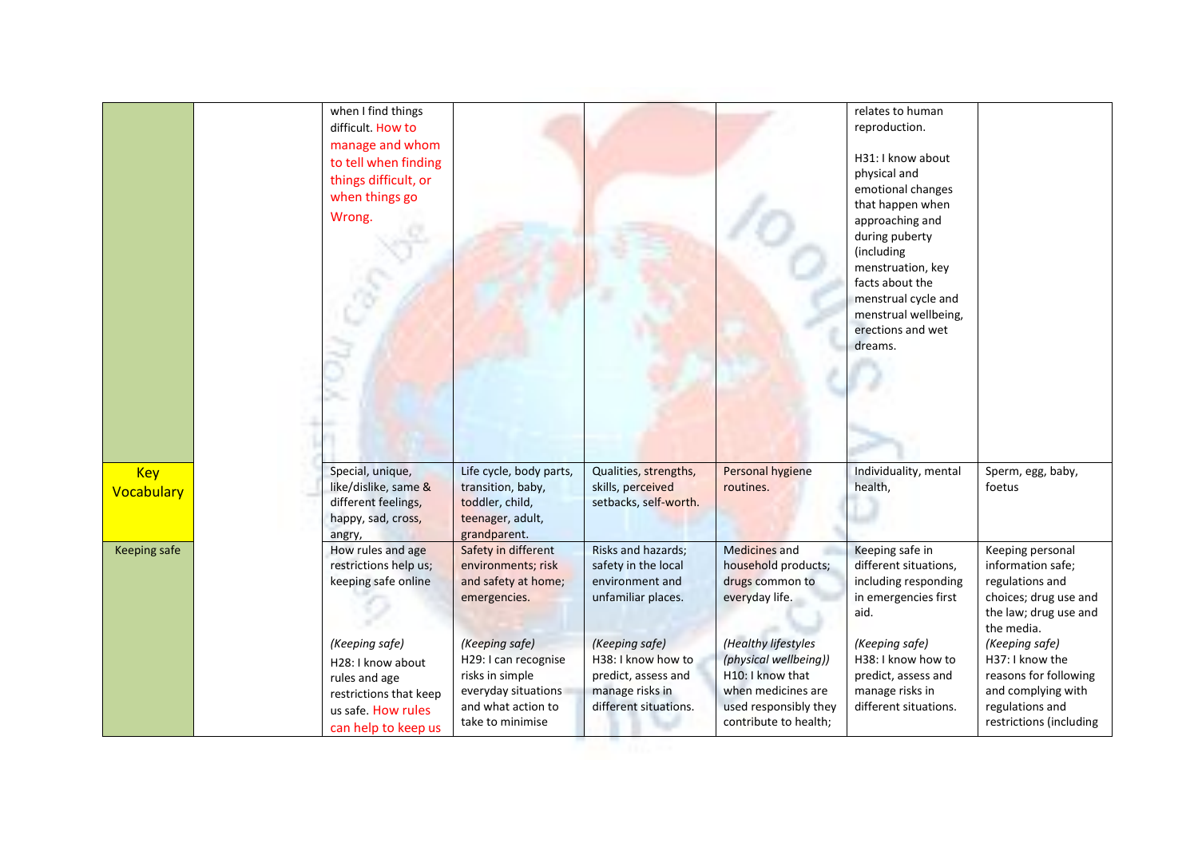| | | | | | | | |
|---|---|---|---|---|---|---|---|
| | | when I find things difficult. How to manage and whom to tell when finding things difficult, or when things go Wrong. | | | | relates to human reproduction.<br><br>H31: I know about physical and emotional changes that happen when approaching and during puberty (including menstruation, key facts about the menstrual cycle and menstrual wellbeing, erections and wet dreams. | |
| Key Vocabulary | | Special, unique, like/dislike, same & different feelings, happy, sad, cross, angry, | Life cycle, body parts, transition, baby, toddler, child, teenager, adult, grandparent. | Qualities, strengths, skills, perceived setbacks, self-worth. | Personal hygiene routines. | Individuality, mental health, | Sperm, egg, baby, foetus |
| Keeping safe | | How rules and age restrictions help us; keeping safe online<br><br>*(Keeping safe)*<br>H28: I know about rules and age restrictions that keep us safe. How rules can help to keep us | Safety in different environments; risk and safety at home; emergencies.<br><br>*(Keeping safe)*<br>H29: I can recognise risks in simple everyday situations and what action to take to minimise | Risks and hazards; safety in the local environment and unfamiliar places.<br><br>*(Keeping safe)*<br>H38: I know how to predict, assess and manage risks in different situations. | Medicines and household products; drugs common to everyday life.<br><br>*(Healthy lifestyles (physical wellbeing))*<br>H10: I know that when medicines are used responsibly they contribute to health; | Keeping safe in different situations, including responding in emergencies first aid.<br><br>*(Keeping safe)*<br>H38: I know how to predict, assess and manage risks in different situations. | Keeping personal information safe; regulations and choices; drug use and the law; drug use and the media.<br>*(Keeping safe)*<br>H37: I know the reasons for following and complying with regulations and restrictions (including |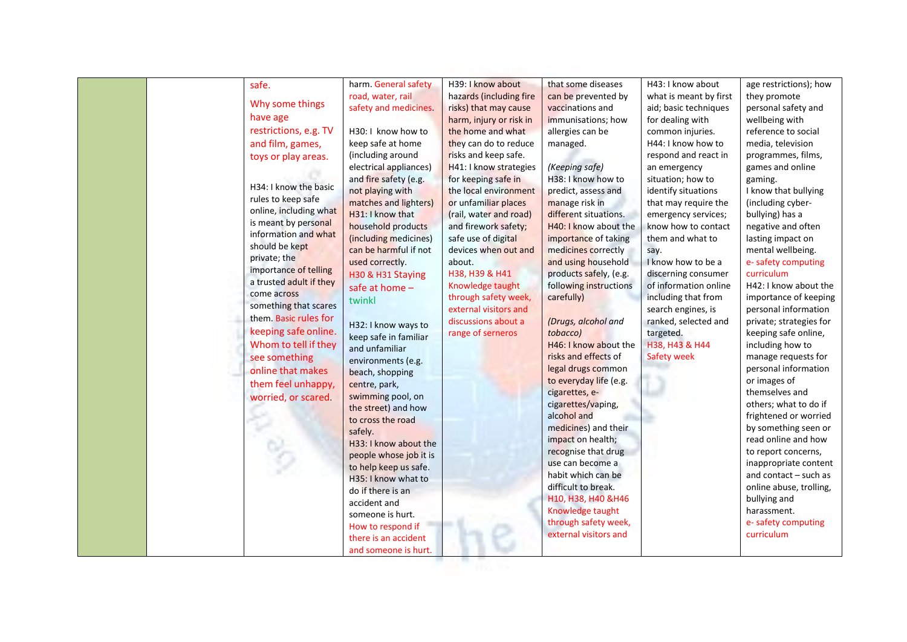|  |  |  |  |  |  |  |  |
|---|---|---|---|---|---|---|---|
|  |  | safe.<br><br>Why some things have age restrictions, e.g. TV and film, games, toys or play areas.<br><br>H34: I know the basic rules to keep safe online, including what is meant by personal information and what should be kept private; the importance of telling a trusted adult if they come across something that scares them. Basic rules for keeping safe online. Whom to tell if they see something online that makes them feel unhappy, worried, or scared. | harm. General safety road, water, rail safety and medicines.<br><br>H30: I know how to keep safe at home (including around electrical appliances) and fire safety (e.g. not playing with matches and lighters)<br>H31: I know that household products (including medicines) can be harmful if not used correctly.<br>H30 & H31 Staying safe at home – twinkl<br><br>H32: I know ways to keep safe in familiar and unfamiliar environments (e.g. beach, shopping centre, park, swimming pool, on the street) and how to cross the road safely.<br>H33: I know about the people whose job it is to help keep us safe.<br>H35: I know what to do if there is an accident and someone is hurt.<br>How to respond if there is an accident and someone is hurt. | H39: I know about hazards (including fire risks) that may cause harm, injury or risk in the home and what they can do to reduce risks and keep safe.<br>H41: I know strategies for keeping safe in the local environment or unfamiliar places (rail, water and road) and firework safety; safe use of digital devices when out and about.<br>H38, H39 & H41 Knowledge taught through safety week, external visitors and discussions about a range of serneros | that some diseases can be prevented by vaccinations and immunisations; how allergies can be managed.<br><br>*(Keeping safe)*<br>H38: I know how to predict, assess and manage risk in different situations.<br>H40: I know about the importance of taking medicines correctly and using household products safely, (e.g. following instructions carefully)<br><br>*(Drugs, alcohol and tobacco)*<br>H46: I know about the risks and effects of legal drugs common to everyday life (e.g. cigarettes, e-cigarettes/vaping, alcohol and medicines) and their impact on health; recognise that drug use can become a habit which can be difficult to break.<br>H10, H38, H40 &H46 Knowledge taught through safety week, external visitors and | H43: I know about what is meant by first aid; basic techniques for dealing with common injuries.<br>H44: I know how to respond and react in an emergency situation; how to identify situations that may require the emergency services; know how to contact them and what to say.<br>I know how to be a discerning consumer of information online including that from search engines, is ranked, selected and targeted.<br>H38, H43 & H44 Safety week | age restrictions); how they promote personal safety and wellbeing with reference to social media, television programmes, films, games and online gaming.<br>I know that bullying (including cyber-bullying) has a negative and often lasting impact on mental wellbeing.<br>e- safety computing curriculum<br>H42: I know about the importance of keeping personal information private; strategies for keeping safe online, including how to manage requests for personal information or images of themselves and others; what to do if frightened or worried by something seen or read online and how to report concerns, inappropriate content and contact – such as online abuse, trolling, bullying and harassment.<br>e- safety computing curriculum |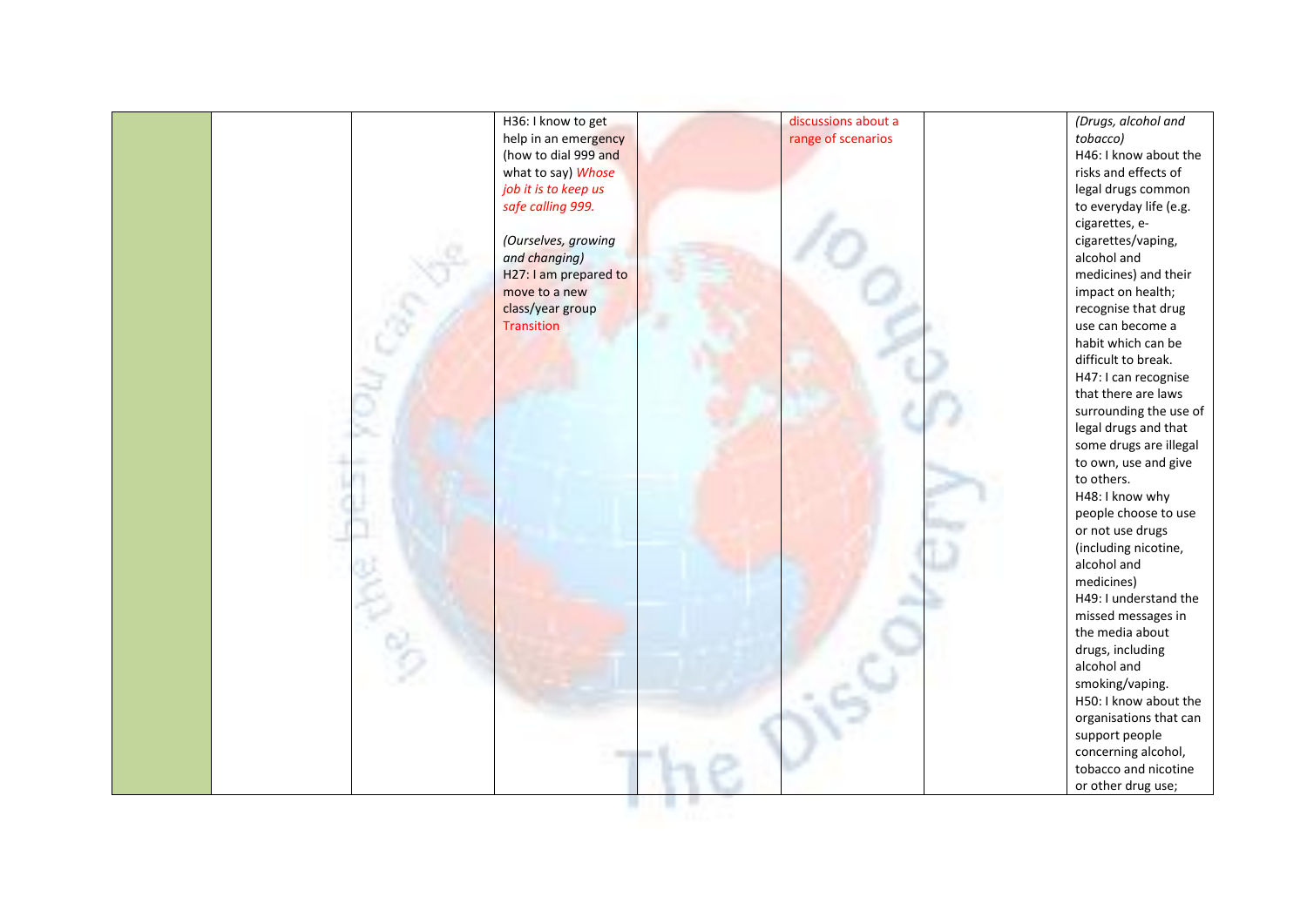|  |  |  | H36: I know to get help in an emergency (how to dial 999 and what to say) *Whose job it is to keep us safe calling 999.*<br><br>*(Ourselves, growing and changing)*<br>H27: I am prepared to move to a new class/year group<br>Transition |  | discussions about a range of scenarios |  | *(Drugs, alcohol and tobacco)*<br>H46: I know about the risks and effects of legal drugs common to everyday life (e.g. cigarettes, e-cigarettes/vaping, alcohol and medicines) and their impact on health; recognise that drug use can become a habit which can be difficult to break.<br>H47: I can recognise that there are laws surrounding the use of legal drugs and that some drugs are illegal to own, use and give to others.<br>H48: I know why people choose to use or not use drugs (including nicotine, alcohol and medicines)<br>H49: I understand the missed messages in the media about drugs, including alcohol and smoking/vaping.<br>H50: I know about the organisations that can support people concerning alcohol, tobacco and nicotine or other drug use; |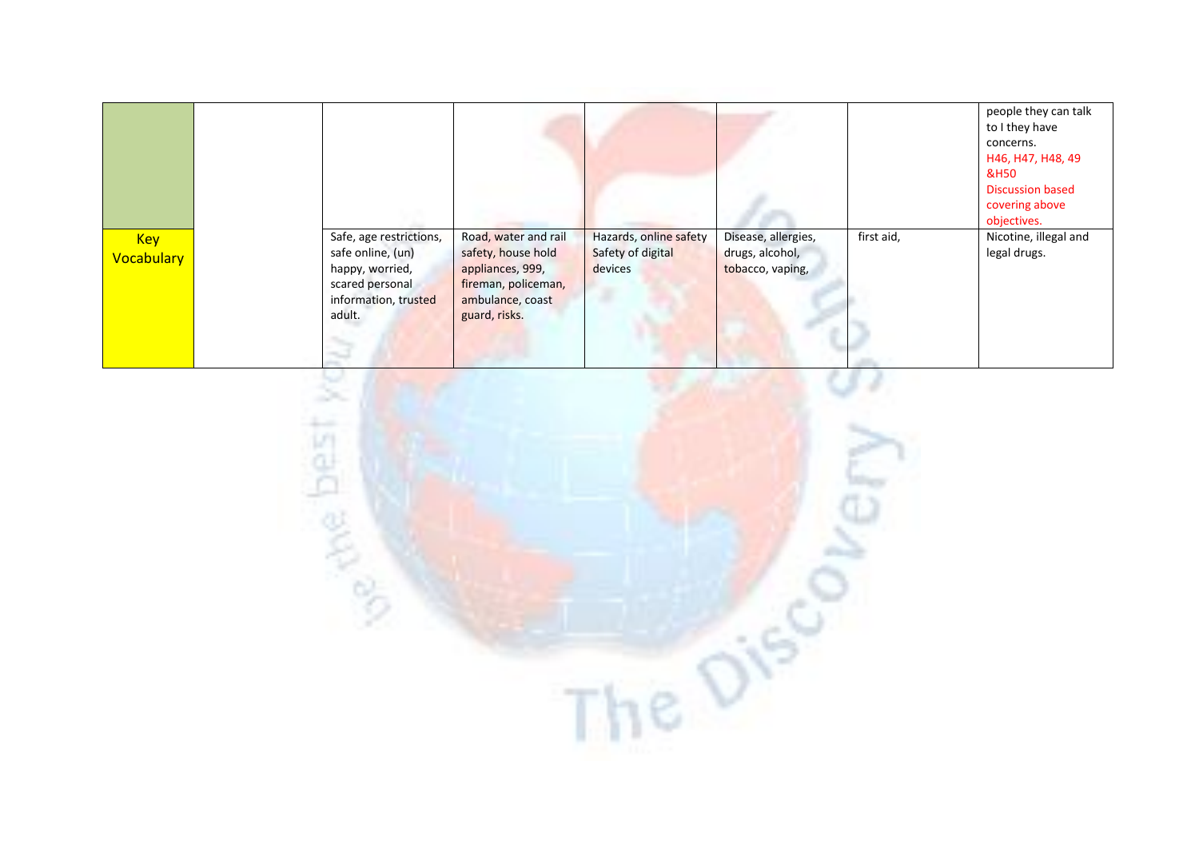| | | | | | | | |
|---|---|---|---|---|---|---|---|
| | | | | | | | people they can talk to I they have concerns. H46, H47, H48, 49 &H50 Discussion based covering above objectives. |
| Key Vocabulary | | Safe, age restrictions, safe online, (un) happy, worried, scared personal information, trusted adult. | Road, water and rail safety, house hold appliances, 999, fireman, policeman, ambulance, coast guard, risks. | Hazards, online safety Safety of digital devices | Disease, allergies, drugs, alcohol, tobacco, vaping, | first aid, | Nicotine, illegal and legal drugs. |